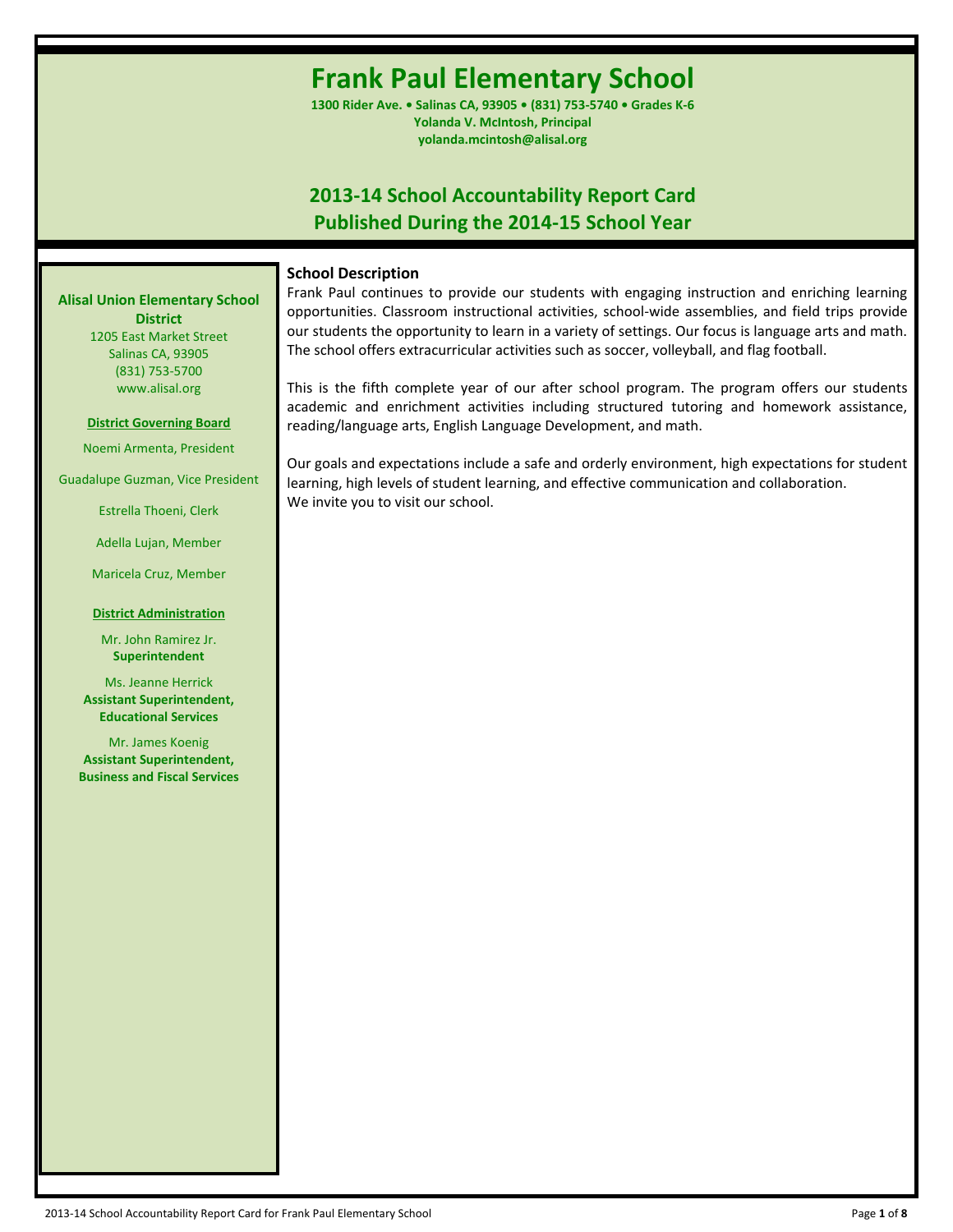# Frank Paul Elementary School

**1300 Rider Ave. • Salinas CA, 93905 • (831) 753-5740 • Grades K-6**
**Yolanda V. McIntosh, Principal**
**yolanda.mcintosh@alisal.org**

## 2013-14 School Accountability Report Card
## Published During the 2014-15 School Year

**Alisal Union Elementary School District**
1205 East Market Street
Salinas CA, 93905
(831) 753-5700
www.alisal.org

**District Governing Board**

Noemi Armenta, President

Guadalupe Guzman, Vice President

Estrella Thoeni, Clerk

Adella Lujan, Member

Maricela Cruz, Member

**District Administration**

Mr. John Ramirez Jr.
**Superintendent**

Ms. Jeanne Herrick
**Assistant Superintendent, Educational Services**

Mr. James Koenig
**Assistant Superintendent, Business and Fiscal Services**

### School Description

Frank Paul continues to provide our students with engaging instruction and enriching learning opportunities. Classroom instructional activities, school-wide assemblies, and field trips provide our students the opportunity to learn in a variety of settings. Our focus is language arts and math. The school offers extracurricular activities such as soccer, volleyball, and flag football.

This is the fifth complete year of our after school program. The program offers our students academic and enrichment activities including structured tutoring and homework assistance, reading/language arts, English Language Development, and math.

Our goals and expectations include a safe and orderly environment, high expectations for student learning, high levels of student learning, and effective communication and collaboration.
We invite you to visit our school.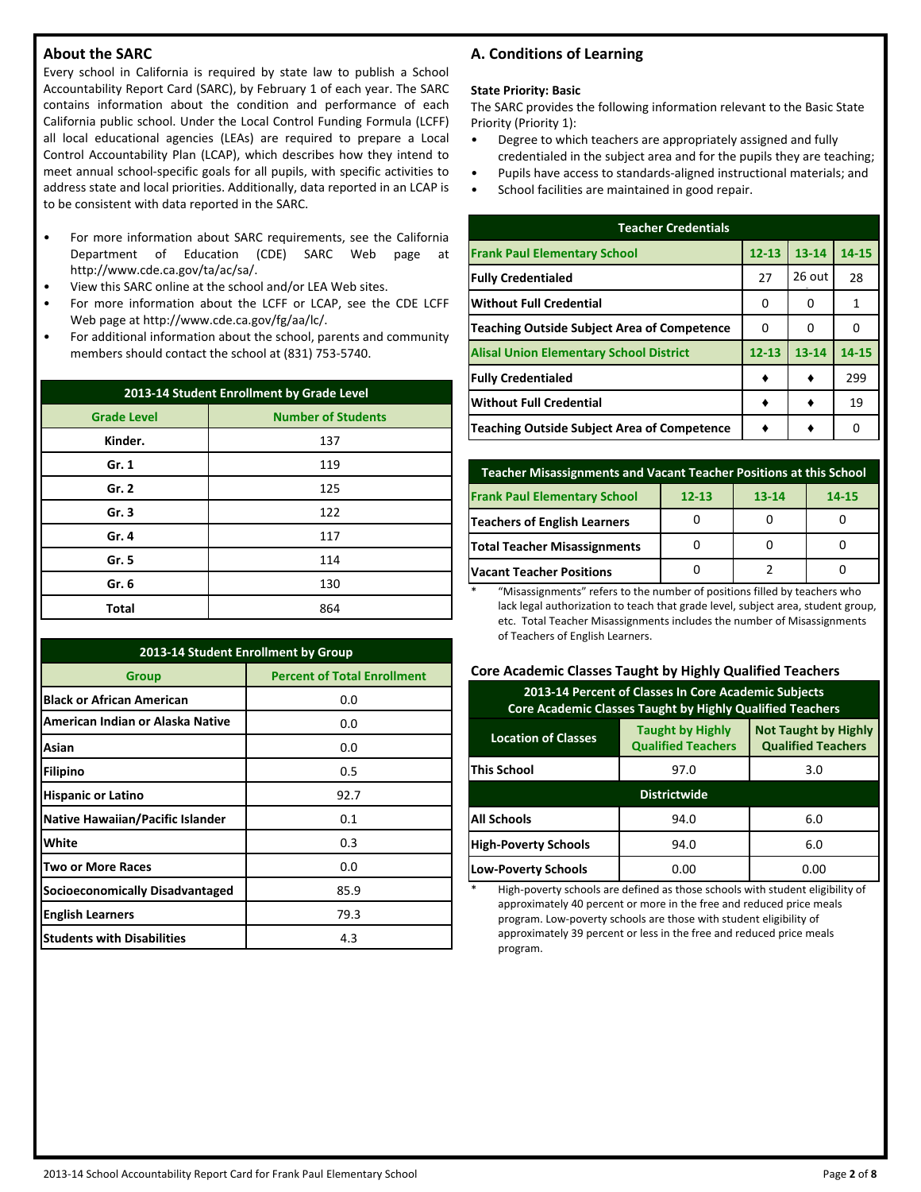## About the SARC

Every school in California is required by state law to publish a School Accountability Report Card (SARC), by February 1 of each year. The SARC contains information about the condition and performance of each California public school. Under the Local Control Funding Formula (LCFF) all local educational agencies (LEAs) are required to prepare a Local Control Accountability Plan (LCAP), which describes how they intend to meet annual school-specific goals for all pupils, with specific activities to address state and local priorities. Additionally, data reported in an LCAP is to be consistent with data reported in the SARC.

- For more information about SARC requirements, see the California Department of Education (CDE) SARC Web page at http://www.cde.ca.gov/ta/ac/sa/.
- View this SARC online at the school and/or LEA Web sites.
- For more information about the LCFF or LCAP, see the CDE LCFF Web page at http://www.cde.ca.gov/fg/aa/lc/.
- For additional information about the school, parents and community members should contact the school at (831) 753-5740.

| 2013-14 Student Enrollment by Grade Level | |
|---|---|
| **Grade Level** | **Number of Students** |
| Kinder. | 137 |
| Gr. 1 | 119 |
| Gr. 2 | 125 |
| Gr. 3 | 122 |
| Gr. 4 | 117 |
| Gr. 5 | 114 |
| Gr. 6 | 130 |
| Total | 864 |

| 2013-14 Student Enrollment by Group | |
|---|---|
| **Group** | **Percent of Total Enrollment** |
| Black or African American | 0.0 |
| American Indian or Alaska Native | 0.0 |
| Asian | 0.0 |
| Filipino | 0.5 |
| Hispanic or Latino | 92.7 |
| Native Hawaiian/Pacific Islander | 0.1 |
| White | 0.3 |
| Two or More Races | 0.0 |
| Socioeconomically Disadvantaged | 85.9 |
| English Learners | 79.3 |
| Students with Disabilities | 4.3 |

## A. Conditions of Learning

**State Priority: Basic**

The SARC provides the following information relevant to the Basic State Priority (Priority 1):

- Degree to which teachers are appropriately assigned and fully credentialed in the subject area and for the pupils they are teaching;
- Pupils have access to standards-aligned instructional materials; and
- School facilities are maintained in good repair.

| Teacher Credentials | | | |
|---|---|---|---|
| **Frank Paul Elementary School** | **12-13** | **13-14** | **14-15** |
| Fully Credentialed | 27 | 26 out | 28 |
| Without Full Credential | 0 | 0 | 1 |
| Teaching Outside Subject Area of Competence | 0 | 0 | 0 |
| **Alisal Union Elementary School District** | **12-13** | **13-14** | **14-15** |
| Fully Credentialed | ♦ | ♦ | 299 |
| Without Full Credential | ♦ | ♦ | 19 |
| Teaching Outside Subject Area of Competence | ♦ | ♦ | 0 |

| Teacher Misassignments and Vacant Teacher Positions at this School | | | |
|---|---|---|---|
| **Frank Paul Elementary School** | **12-13** | **13-14** | **14-15** |
| Teachers of English Learners | 0 | 0 | 0 |
| Total Teacher Misassignments | 0 | 0 | 0 |
| Vacant Teacher Positions | 0 | 2 | 0 |

* "Misassignments" refers to the number of positions filled by teachers who lack legal authorization to teach that grade level, subject area, student group, etc. Total Teacher Misassignments includes the number of Misassignments of Teachers of English Learners.

### Core Academic Classes Taught by Highly Qualified Teachers

| 2013-14 Percent of Classes In Core Academic Subjects Core Academic Classes Taught by Highly Qualified Teachers | | |
|---|---|---|
| **Location of Classes** | **Taught by Highly Qualified Teachers** | **Not Taught by Highly Qualified Teachers** |
| This School | 97.0 | 3.0 |
| **Districtwide** | | |
| All Schools | 94.0 | 6.0 |
| High-Poverty Schools | 94.0 | 6.0 |
| Low-Poverty Schools | 0.00 | 0.00 |

* High-poverty schools are defined as those schools with student eligibility of approximately 40 percent or more in the free and reduced price meals program. Low-poverty schools are those with student eligibility of approximately 39 percent or less in the free and reduced price meals program.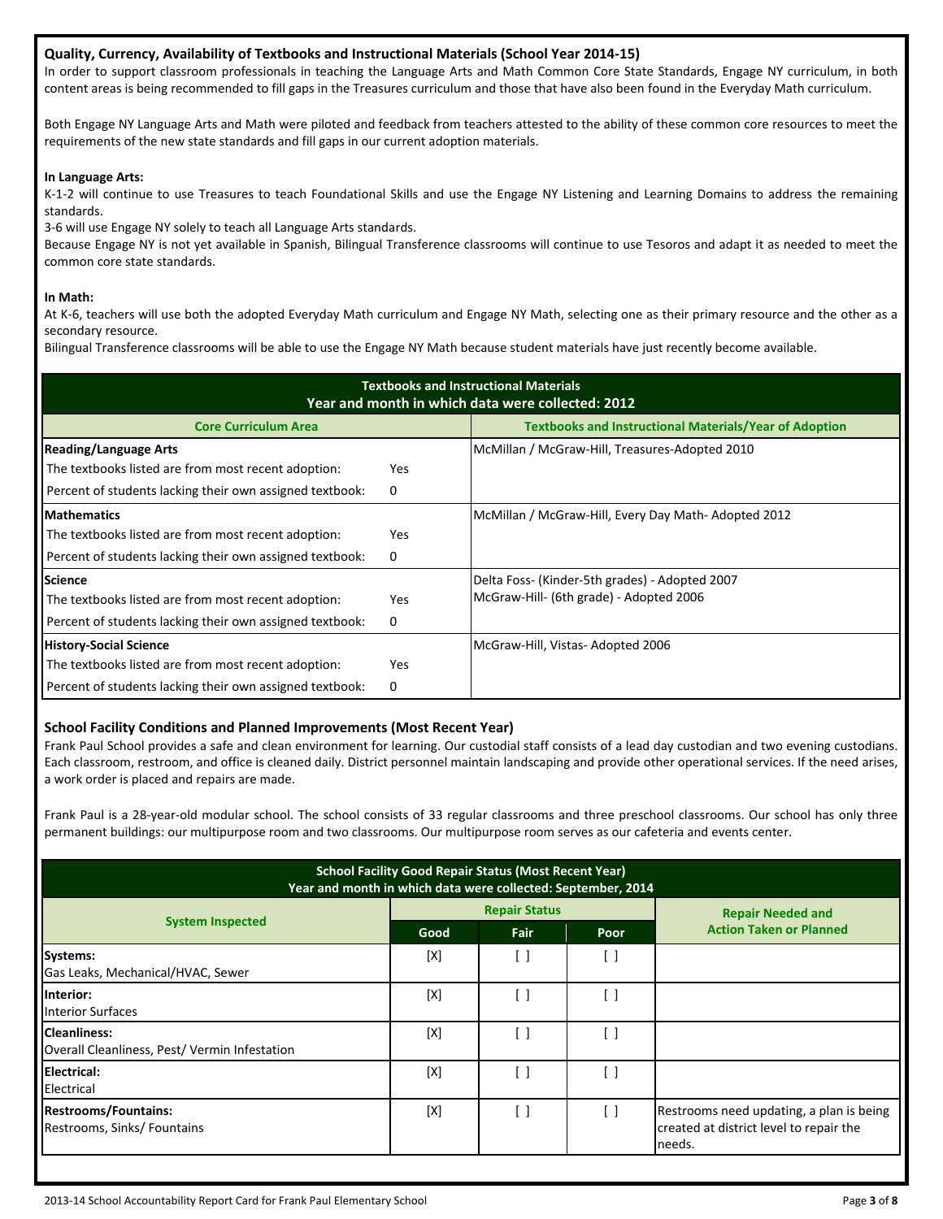## Quality, Currency, Availability of Textbooks and Instructional Materials (School Year 2014-15)

In order to support classroom professionals in teaching the Language Arts and Math Common Core State Standards, Engage NY curriculum, in both content areas is being recommended to fill gaps in the Treasures curriculum and those that have also been found in the Everyday Math curriculum.

Both Engage NY Language Arts and Math were piloted and feedback from teachers attested to the ability of these common core resources to meet the requirements of the new state standards and fill gaps in our current adoption materials.

**In Language Arts:**

K-1-2 will continue to use Treasures to teach Foundational Skills and use the Engage NY Listening and Learning Domains to address the remaining standards.

3-6 will use Engage NY solely to teach all Language Arts standards.

Because Engage NY is not yet available in Spanish, Bilingual Transference classrooms will continue to use Tesoros and adapt it as needed to meet the common core state standards.

**In Math:**

At K-6, teachers will use both the adopted Everyday Math curriculum and Engage NY Math, selecting one as their primary resource and the other as a secondary resource.

Bilingual Transference classrooms will be able to use the Engage NY Math because student materials have just recently become available.

**Textbooks and Instructional Materials**
**Year and month in which data were collected: 2012**

| Core Curriculum Area | | Textbooks and Instructional Materials/Year of Adoption |
|---|---|---|
| **Reading/Language Arts** | | McMillan / McGraw-Hill, Treasures-Adopted 2010 |
| The textbooks listed are from most recent adoption: | Yes | |
| Percent of students lacking their own assigned textbook: | 0 | |
| **Mathematics** | | McMillan / McGraw-Hill, Every Day Math- Adopted 2012 |
| The textbooks listed are from most recent adoption: | Yes | |
| Percent of students lacking their own assigned textbook: | 0 | |
| **Science** | | Delta Foss- (Kinder-5th grades) - Adopted 2007<br>McGraw-Hill- (6th grade) - Adopted 2006 |
| The textbooks listed are from most recent adoption: | Yes | |
| Percent of students lacking their own assigned textbook: | 0 | |
| **History-Social Science** | | McGraw-Hill, Vistas- Adopted 2006 |
| The textbooks listed are from most recent adoption: | Yes | |
| Percent of students lacking their own assigned textbook: | 0 | |

## School Facility Conditions and Planned Improvements (Most Recent Year)

Frank Paul School provides a safe and clean environment for learning. Our custodial staff consists of a lead day custodian and two evening custodians. Each classroom, restroom, and office is cleaned daily. District personnel maintain landscaping and provide other operational services. If the need arises, a work order is placed and repairs are made.

Frank Paul is a 28-year-old modular school. The school consists of 33 regular classrooms and three preschool classrooms. Our school has only three permanent buildings: our multipurpose room and two classrooms. Our multipurpose room serves as our cafeteria and events center.

**School Facility Good Repair Status (Most Recent Year)**
**Year and month in which data were collected: September, 2014**

| System Inspected | Repair Status | | | Repair Needed and Action Taken or Planned |
|---|---|---|---|---|
| | Good | Fair | Poor | |
| **Systems:**<br>Gas Leaks, Mechanical/HVAC, Sewer | [X] | [ ] | [ ] | |
| **Interior:**<br>Interior Surfaces | [X] | [ ] | [ ] | |
| **Cleanliness:**<br>Overall Cleanliness, Pest/ Vermin Infestation | [X] | [ ] | [ ] | |
| **Electrical:**<br>Electrical | [X] | [ ] | [ ] | |
| **Restrooms/Fountains:**<br>Restrooms, Sinks/ Fountains | [X] | [ ] | [ ] | Restrooms need updating, a plan is being created at district level to repair the needs. |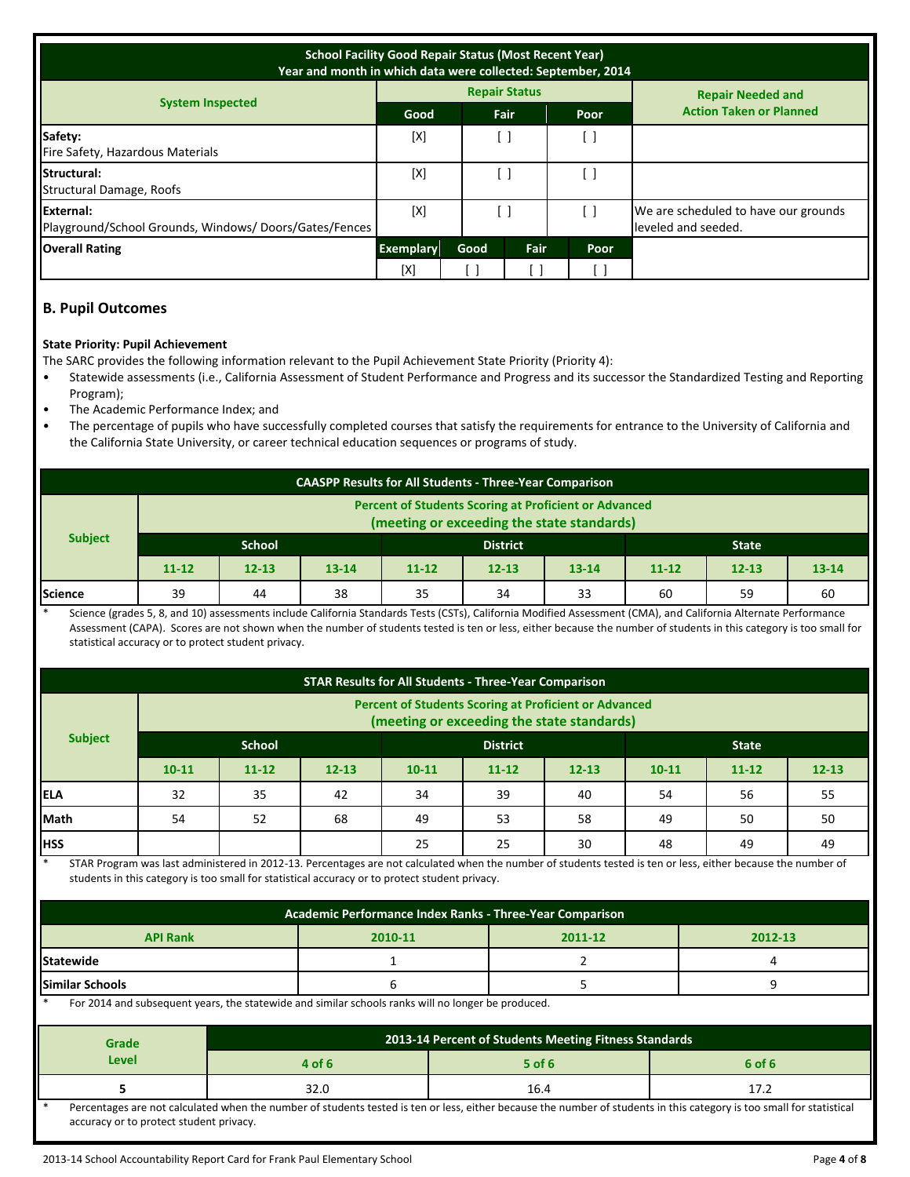| School Facility Good Repair Status (Most Recent Year) Year and month in which data were collected: September, 2014 | | | | | |
|---|---|---|---|---|---|
| System Inspected | Repair Status | | | | Repair Needed and Action Taken or Planned |
| | Good | Fair | Poor | | |
| Safety: Fire Safety, Hazardous Materials | [X] | [ ] | [ ] | | |
| Structural: Structural Damage, Roofs | [X] | [ ] | [ ] | | |
| External: Playground/School Grounds, Windows/ Doors/Gates/Fences | [X] | [ ] | [ ] | | We are scheduled to have our grounds leveled and seeded. |
| Overall Rating | Exemplary | Good | Fair | Poor | |
| | [X] | [ ] | [ ] | [ ] | |

## B. Pupil Outcomes

**State Priority: Pupil Achievement**

The SARC provides the following information relevant to the Pupil Achievement State Priority (Priority 4):

- Statewide assessments (i.e., California Assessment of Student Performance and Progress and its successor the Standardized Testing and Reporting Program);
- The Academic Performance Index; and
- The percentage of pupils who have successfully completed courses that satisfy the requirements for entrance to the University of California and the California State University, or career technical education sequences or programs of study.

| CAASPP Results for All Students - Three-Year Comparison | | | | | | | | | |
|---|---|---|---|---|---|---|---|---|---|
| Subject | Percent of Students Scoring at Proficient or Advanced (meeting or exceeding the state standards) | | | | | | | | |
| | School | | | District | | | State | | |
| | 11-12 | 12-13 | 13-14 | 11-12 | 12-13 | 13-14 | 11-12 | 12-13 | 13-14 |
| Science | 39 | 44 | 38 | 35 | 34 | 33 | 60 | 59 | 60 |

\* Science (grades 5, 8, and 10) assessments include California Standards Tests (CSTs), California Modified Assessment (CMA), and California Alternate Performance Assessment (CAPA). Scores are not shown when the number of students tested is ten or less, either because the number of students in this category is too small for statistical accuracy or to protect student privacy.

| STAR Results for All Students - Three-Year Comparison | | | | | | | | | |
|---|---|---|---|---|---|---|---|---|---|
| Subject | Percent of Students Scoring at Proficient or Advanced (meeting or exceeding the state standards) | | | | | | | | |
| | School | | | District | | | State | | |
| | 10-11 | 11-12 | 12-13 | 10-11 | 11-12 | 12-13 | 10-11 | 11-12 | 12-13 |
| ELA | 32 | 35 | 42 | 34 | 39 | 40 | 54 | 56 | 55 |
| Math | 54 | 52 | 68 | 49 | 53 | 58 | 49 | 50 | 50 |
| HSS | | | | 25 | 25 | 30 | 48 | 49 | 49 |

\* STAR Program was last administered in 2012-13. Percentages are not calculated when the number of students tested is ten or less, either because the number of students in this category is too small for statistical accuracy or to protect student privacy.

| Academic Performance Index Ranks - Three-Year Comparison | | | |
|---|---|---|---|
| API Rank | 2010-11 | 2011-12 | 2012-13 |
| Statewide | 1 | 2 | 4 |
| Similar Schools | 6 | 5 | 9 |

\* For 2014 and subsequent years, the statewide and similar schools ranks will no longer be produced.

| Grade Level | 2013-14 Percent of Students Meeting Fitness Standards | | |
|---|---|---|---|
| | 4 of 6 | 5 of 6 | 6 of 6 |
| 5 | 32.0 | 16.4 | 17.2 |

\* Percentages are not calculated when the number of students tested is ten or less, either because the number of students in this category is too small for statistical accuracy or to protect student privacy.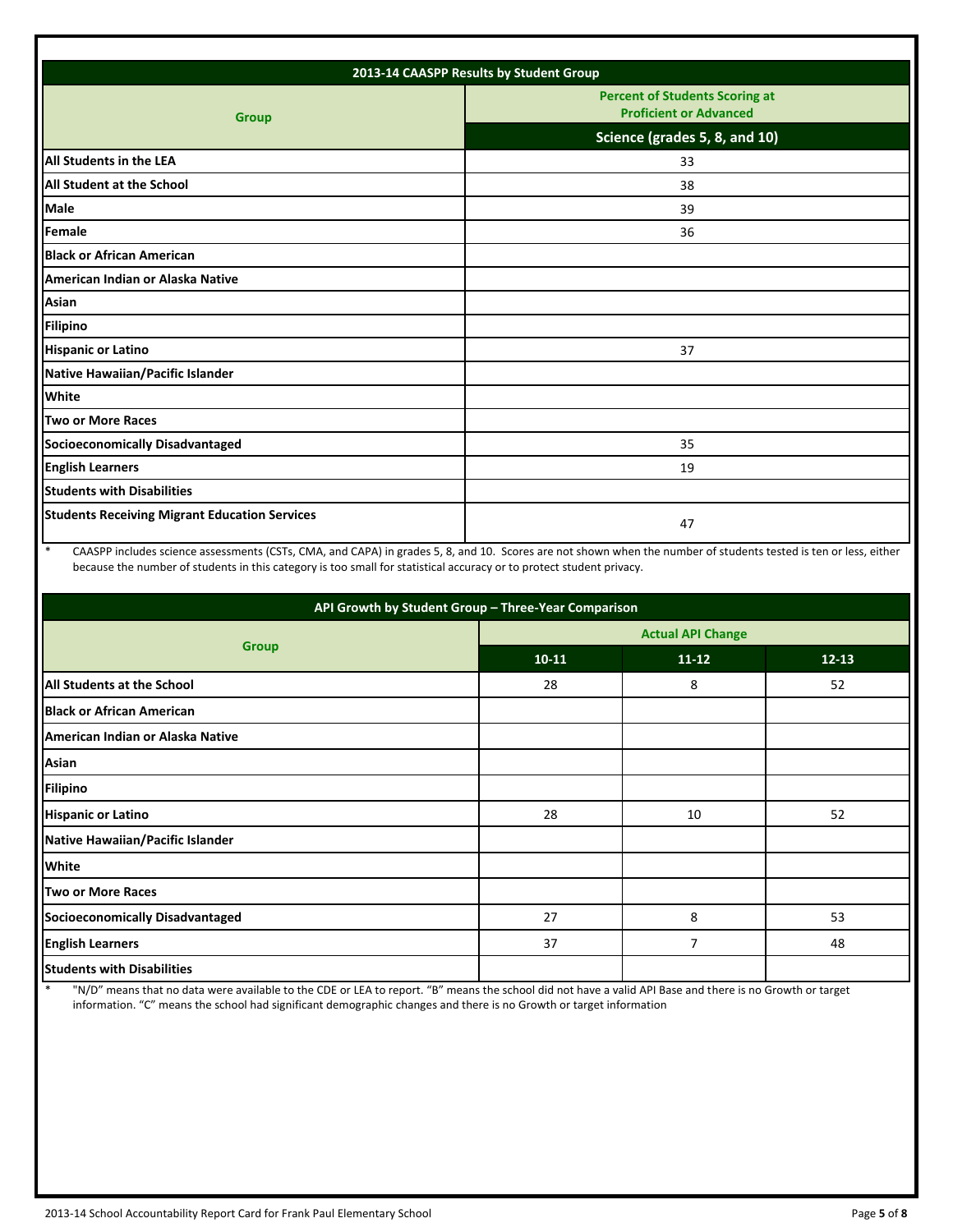| 2013-14 CAASPP Results by Student Group | |
|---|---|
| Group | Percent of Students Scoring at Proficient or Advanced |
| | Science (grades 5, 8, and 10) |
| All Students in the LEA | 33 |
| All Student at the School | 38 |
| Male | 39 |
| Female | 36 |
| Black or African American | |
| American Indian or Alaska Native | |
| Asian | |
| Filipino | |
| Hispanic or Latino | 37 |
| Native Hawaiian/Pacific Islander | |
| White | |
| Two or More Races | |
| Socioeconomically Disadvantaged | 35 |
| English Learners | 19 |
| Students with Disabilities | |
| Students Receiving Migrant Education Services | 47 |

\* CAASPP includes science assessments (CSTs, CMA, and CAPA) in grades 5, 8, and 10. Scores are not shown when the number of students tested is ten or less, either because the number of students in this category is too small for statistical accuracy or to protect student privacy.

| API Growth by Student Group – Three-Year Comparison | | | |
|---|---|---|---|
| Group | Actual API Change | | |
| | 10-11 | 11-12 | 12-13 |
| All Students at the School | 28 | 8 | 52 |
| Black or African American | | | |
| American Indian or Alaska Native | | | |
| Asian | | | |
| Filipino | | | |
| Hispanic or Latino | 28 | 10 | 52 |
| Native Hawaiian/Pacific Islander | | | |
| White | | | |
| Two or More Races | | | |
| Socioeconomically Disadvantaged | 27 | 8 | 53 |
| English Learners | 37 | 7 | 48 |
| Students with Disabilities | | | |

\* "N/D" means that no data were available to the CDE or LEA to report. "B" means the school did not have a valid API Base and there is no Growth or target information. "C" means the school had significant demographic changes and there is no Growth or target information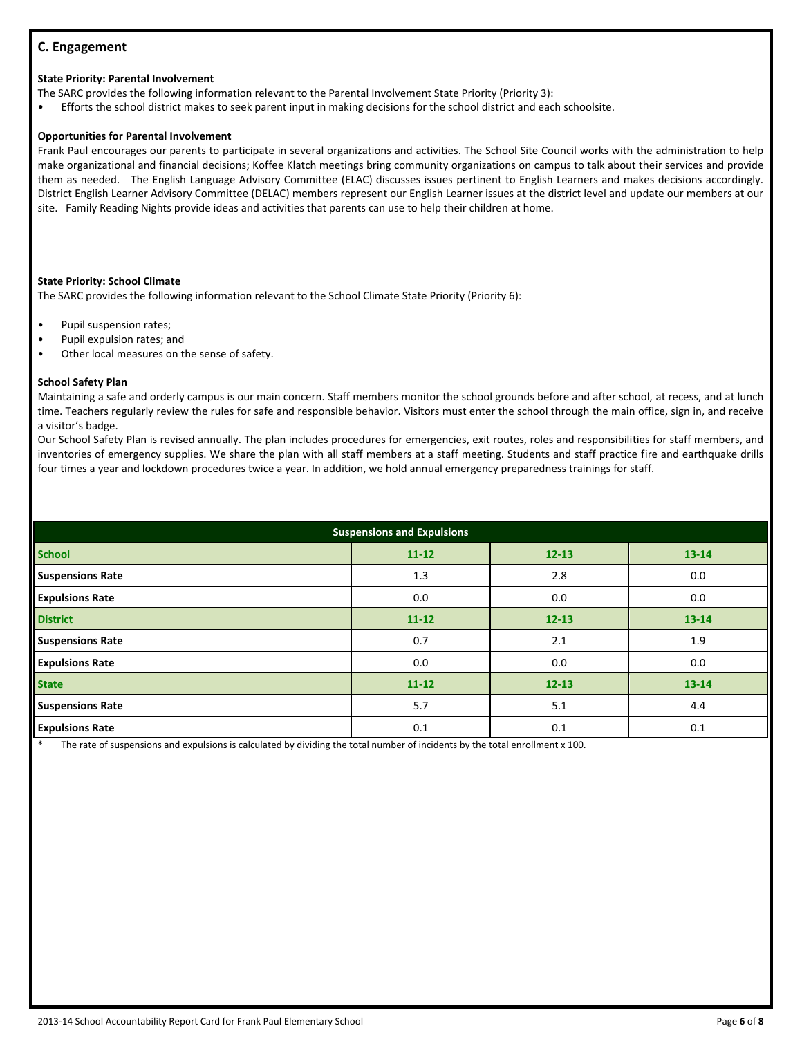## C. Engagement

**State Priority: Parental Involvement**

The SARC provides the following information relevant to the Parental Involvement State Priority (Priority 3):

- Efforts the school district makes to seek parent input in making decisions for the school district and each schoolsite.

**Opportunities for Parental Involvement**

Frank Paul encourages our parents to participate in several organizations and activities. The School Site Council works with the administration to help make organizational and financial decisions; Koffee Klatch meetings bring community organizations on campus to talk about their services and provide them as needed. The English Language Advisory Committee (ELAC) discusses issues pertinent to English Learners and makes decisions accordingly. District English Learner Advisory Committee (DELAC) members represent our English Learner issues at the district level and update our members at our site. Family Reading Nights provide ideas and activities that parents can use to help their children at home.

**State Priority: School Climate**

The SARC provides the following information relevant to the School Climate State Priority (Priority 6):

- Pupil suspension rates;
- Pupil expulsion rates; and
- Other local measures on the sense of safety.

**School Safety Plan**

Maintaining a safe and orderly campus is our main concern. Staff members monitor the school grounds before and after school, at recess, and at lunch time. Teachers regularly review the rules for safe and responsible behavior. Visitors must enter the school through the main office, sign in, and receive a visitor's badge.

Our School Safety Plan is revised annually. The plan includes procedures for emergencies, exit routes, roles and responsibilities for staff members, and inventories of emergency supplies. We share the plan with all staff members at a staff meeting. Students and staff practice fire and earthquake drills four times a year and lockdown procedures twice a year. In addition, we hold annual emergency preparedness trainings for staff.

| Suspensions and Expulsions | | | |
|---|---|---|---|
| **School** | **11-12** | **12-13** | **13-14** |
| **Suspensions Rate** | 1.3 | 2.8 | 0.0 |
| **Expulsions Rate** | 0.0 | 0.0 | 0.0 |
| **District** | **11-12** | **12-13** | **13-14** |
| **Suspensions Rate** | 0.7 | 2.1 | 1.9 |
| **Expulsions Rate** | 0.0 | 0.0 | 0.0 |
| **State** | **11-12** | **12-13** | **13-14** |
| **Suspensions Rate** | 5.7 | 5.1 | 4.4 |
| **Expulsions Rate** | 0.1 | 0.1 | 0.1 |

\* The rate of suspensions and expulsions is calculated by dividing the total number of incidents by the total enrollment x 100.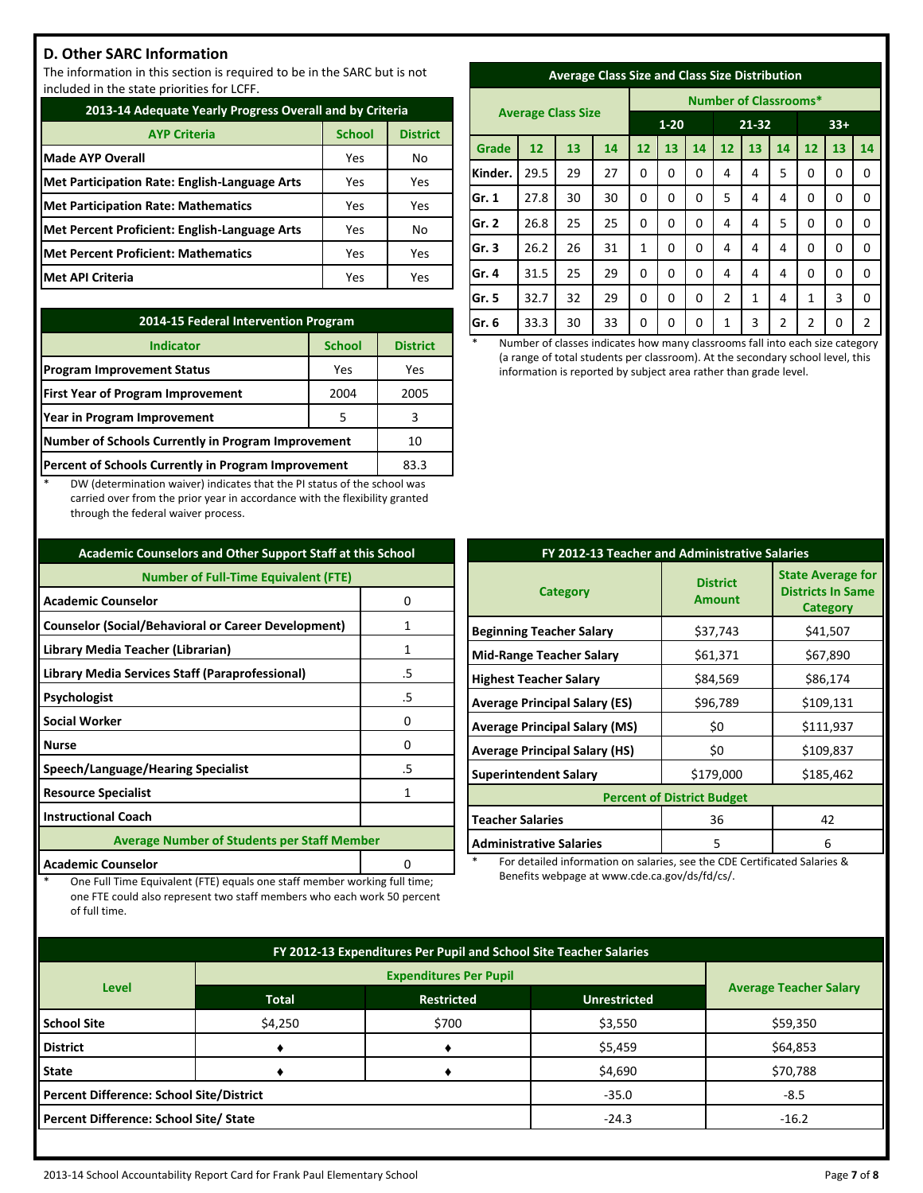## D. Other SARC Information

The information in this section is required to be in the SARC but is not included in the state priorities for LCFF.

| 2013-14 Adequate Yearly Progress Overall and by Criteria | | |
|---|---|---|
| AYP Criteria | School | District |
| Made AYP Overall | Yes | No |
| Met Participation Rate: English-Language Arts | Yes | Yes |
| Met Participation Rate: Mathematics | Yes | Yes |
| Met Percent Proficient: English-Language Arts | Yes | No |
| Met Percent Proficient: Mathematics | Yes | Yes |
| Met API Criteria | Yes | Yes |

| 2014-15 Federal Intervention Program | | |
|---|---|---|
| Indicator | School | District |
| Program Improvement Status | Yes | Yes |
| First Year of Program Improvement | 2004 | 2005 |
| Year in Program Improvement | 5 | 3 |
| Number of Schools Currently in Program Improvement | | 10 |
| Percent of Schools Currently in Program Improvement | | 83.3 |

\* DW (determination waiver) indicates that the PI status of the school was carried over from the prior year in accordance with the flexibility granted through the federal waiver process.

| Average Class Size and Class Size Distribution | | | | | | | | | | | | |
|---|---|---|---|---|---|---|---|---|---|---|---|---|
| Average Class Size | | | | Number of Classrooms* | | | | | | | | |
| | | | | 1-20 | | | 21-32 | | | 33+ | | |
| Grade | 12 | 13 | 14 | 12 | 13 | 14 | 12 | 13 | 14 | 12 | 13 | 14 |
| Kinder. | 29.5 | 29 | 27 | 0 | 0 | 0 | 4 | 4 | 5 | 0 | 0 | 0 |
| Gr. 1 | 27.8 | 30 | 30 | 0 | 0 | 0 | 5 | 4 | 4 | 0 | 0 | 0 |
| Gr. 2 | 26.8 | 25 | 25 | 0 | 0 | 0 | 4 | 4 | 5 | 0 | 0 | 0 |
| Gr. 3 | 26.2 | 26 | 31 | 1 | 0 | 0 | 4 | 4 | 4 | 0 | 0 | 0 |
| Gr. 4 | 31.5 | 25 | 29 | 0 | 0 | 0 | 4 | 4 | 4 | 0 | 0 | 0 |
| Gr. 5 | 32.7 | 32 | 29 | 0 | 0 | 0 | 2 | 1 | 4 | 1 | 3 | 0 |
| Gr. 6 | 33.3 | 30 | 33 | 0 | 0 | 0 | 1 | 3 | 2 | 2 | 0 | 2 |

\* Number of classes indicates how many classrooms fall into each size category (a range of total students per classroom). At the secondary school level, this information is reported by subject area rather than grade level.

| Academic Counselors and Other Support Staff at this School | |
|---|---|
| Number of Full-Time Equivalent (FTE) | |
| Academic Counselor | 0 |
| Counselor (Social/Behavioral or Career Development) | 1 |
| Library Media Teacher (Librarian) | 1 |
| Library Media Services Staff (Paraprofessional) | .5 |
| Psychologist | .5 |
| Social Worker | 0 |
| Nurse | 0 |
| Speech/Language/Hearing Specialist | .5 |
| Resource Specialist | 1 |
| Instructional Coach | |
| Average Number of Students per Staff Member | |
| Academic Counselor | 0 |

\* One Full Time Equivalent (FTE) equals one staff member working full time; one FTE could also represent two staff members who each work 50 percent of full time.

| FY 2012-13 Teacher and Administrative Salaries | | |
|---|---|---|
| Category | District Amount | State Average for Districts In Same Category |
| Beginning Teacher Salary | $37,743 | $41,507 |
| Mid-Range Teacher Salary | $61,371 | $67,890 |
| Highest Teacher Salary | $84,569 | $86,174 |
| Average Principal Salary (ES) | $96,789 | $109,131 |
| Average Principal Salary (MS) | $0 | $111,937 |
| Average Principal Salary (HS) | $0 | $109,837 |
| Superintendent Salary | $179,000 | $185,462 |
| Percent of District Budget | | |
| Teacher Salaries | 36 | 42 |
| Administrative Salaries | 5 | 6 |

\* For detailed information on salaries, see the CDE Certificated Salaries & Benefits webpage at www.cde.ca.gov/ds/fd/cs/.

| FY 2012-13 Expenditures Per Pupil and School Site Teacher Salaries | | | | |
|---|---|---|---|---|
| Level | Expenditures Per Pupil | | | Average Teacher Salary |
| | Total | Restricted | Unrestricted | |
| School Site | $4,250 | $700 | $3,550 | $59,350 |
| District | ♦ | ♦ | $5,459 | $64,853 |
| State | ♦ | ♦ | $4,690 | $70,788 |
| Percent Difference: School Site/District | | | -35.0 | -8.5 |
| Percent Difference: School Site/ State | | | -24.3 | -16.2 |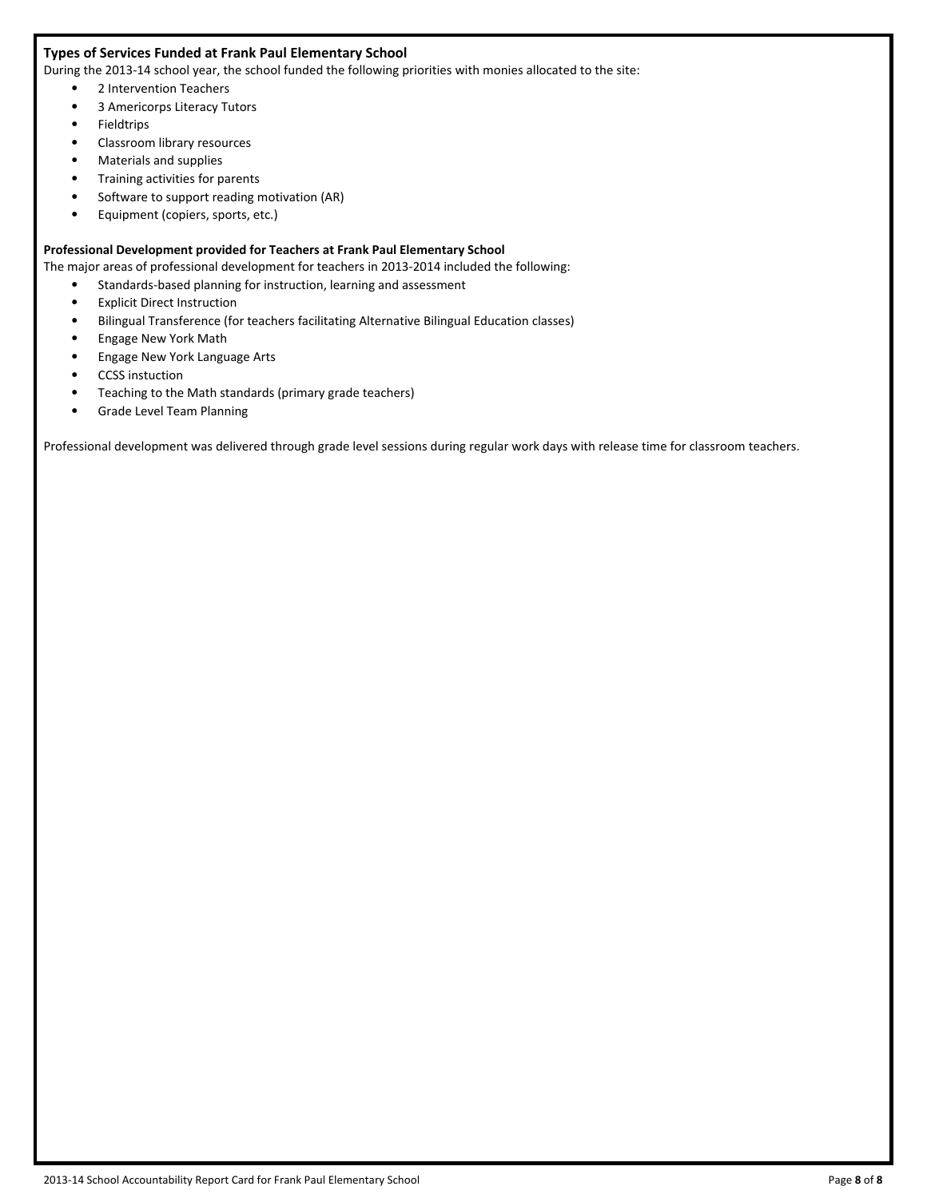### Types of Services Funded at Frank Paul Elementary School

During the 2013-14 school year, the school funded the following priorities with monies allocated to the site:

- 2 Intervention Teachers
- 3 Americorps Literacy Tutors
- Fieldtrips
- Classroom library resources
- Materials and supplies
- Training activities for parents
- Software to support reading motivation (AR)
- Equipment (copiers, sports, etc.)

**Professional Development provided for Teachers at Frank Paul Elementary School**

The major areas of professional development for teachers in 2013-2014 included the following:

- Standards-based planning for instruction, learning and assessment
- Explicit Direct Instruction
- Bilingual Transference (for teachers facilitating Alternative Bilingual Education classes)
- Engage New York Math
- Engage New York Language Arts
- CCSS instuction
- Teaching to the Math standards (primary grade teachers)
- Grade Level Team Planning

Professional development was delivered through grade level sessions during regular work days with release time for classroom teachers.